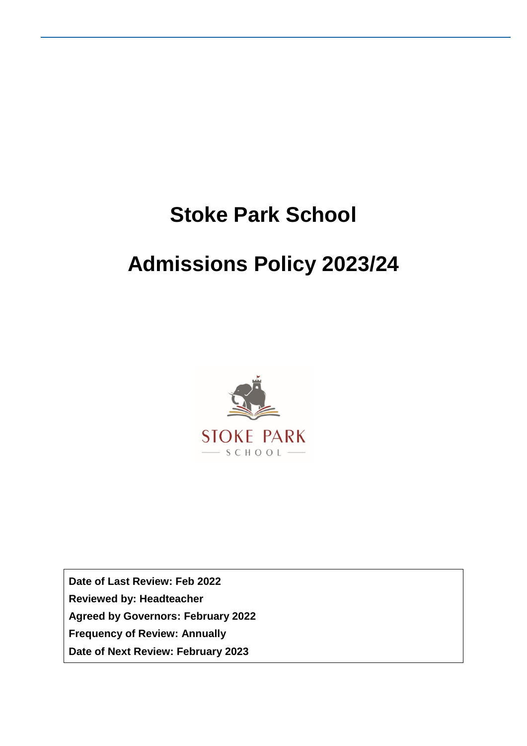# Stoke Park School

# Admissions Policy 2023/24

**Date of Last Review: Feb 2022**
**Reviewed by: Headteacher**
**Agreed by Governors: February 2022**
**Frequency of Review: Annually**
**Date of Next Review: February 2023**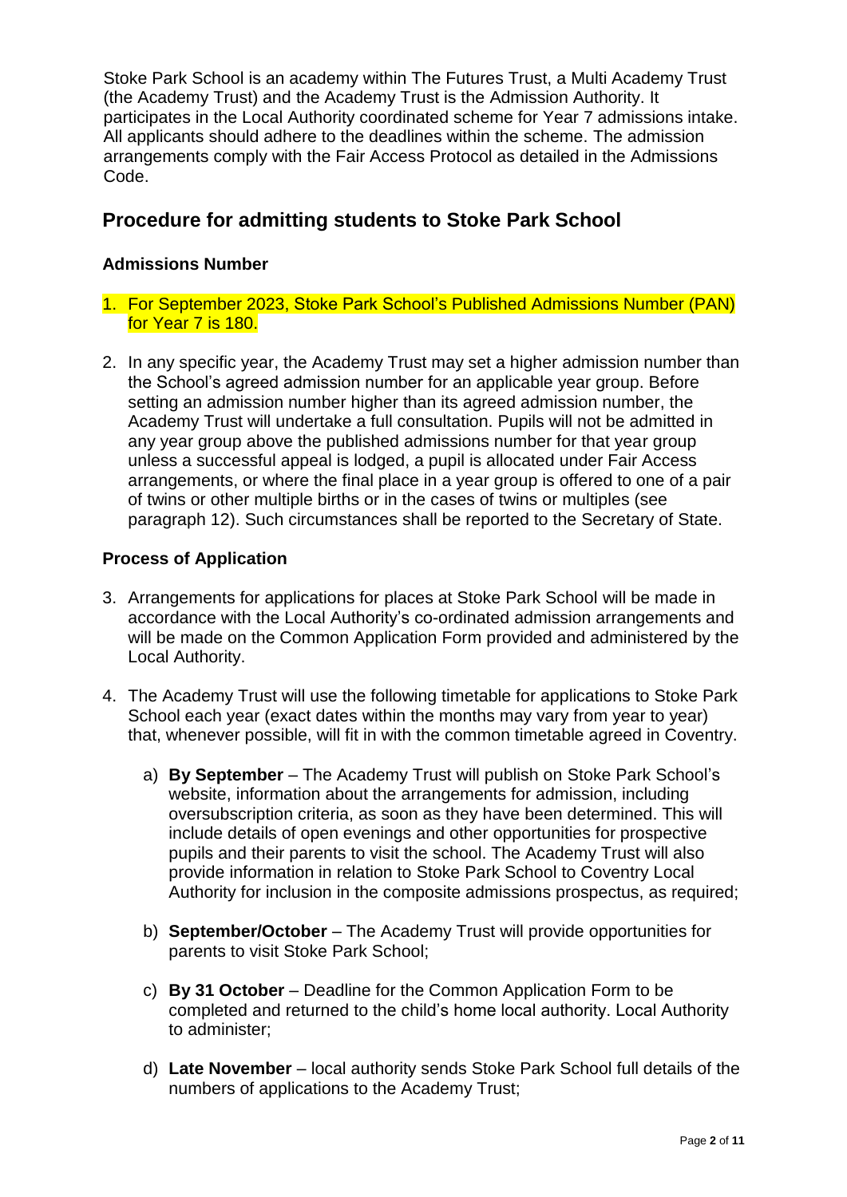Stoke Park School is an academy within The Futures Trust, a Multi Academy Trust (the Academy Trust) and the Academy Trust is the Admission Authority. It participates in the Local Authority coordinated scheme for Year 7 admissions intake. All applicants should adhere to the deadlines within the scheme. The admission arrangements comply with the Fair Access Protocol as detailed in the Admissions Code.

## Procedure for admitting students to Stoke Park School

### Admissions Number

1. For September 2023, Stoke Park School's Published Admissions Number (PAN) for Year 7 is 180.

2. In any specific year, the Academy Trust may set a higher admission number than the School's agreed admission number for an applicable year group. Before setting an admission number higher than its agreed admission number, the Academy Trust will undertake a full consultation. Pupils will not be admitted in any year group above the published admissions number for that year group unless a successful appeal is lodged, a pupil is allocated under Fair Access arrangements, or where the final place in a year group is offered to one of a pair of twins or other multiple births or in the cases of twins or multiples (see paragraph 12). Such circumstances shall be reported to the Secretary of State.

### Process of Application

3. Arrangements for applications for places at Stoke Park School will be made in accordance with the Local Authority's co-ordinated admission arrangements and will be made on the Common Application Form provided and administered by the Local Authority.

4. The Academy Trust will use the following timetable for applications to Stoke Park School each year (exact dates within the months may vary from year to year) that, whenever possible, will fit in with the common timetable agreed in Coventry.

   a) **By September** – The Academy Trust will publish on Stoke Park School's website, information about the arrangements for admission, including oversubscription criteria, as soon as they have been determined. This will include details of open evenings and other opportunities for prospective pupils and their parents to visit the school. The Academy Trust will also provide information in relation to Stoke Park School to Coventry Local Authority for inclusion in the composite admissions prospectus, as required;

   b) **September/October** – The Academy Trust will provide opportunities for parents to visit Stoke Park School;

   c) **By 31 October** – Deadline for the Common Application Form to be completed and returned to the child's home local authority. Local Authority to administer;

   d) **Late November** – local authority sends Stoke Park School full details of the numbers of applications to the Academy Trust;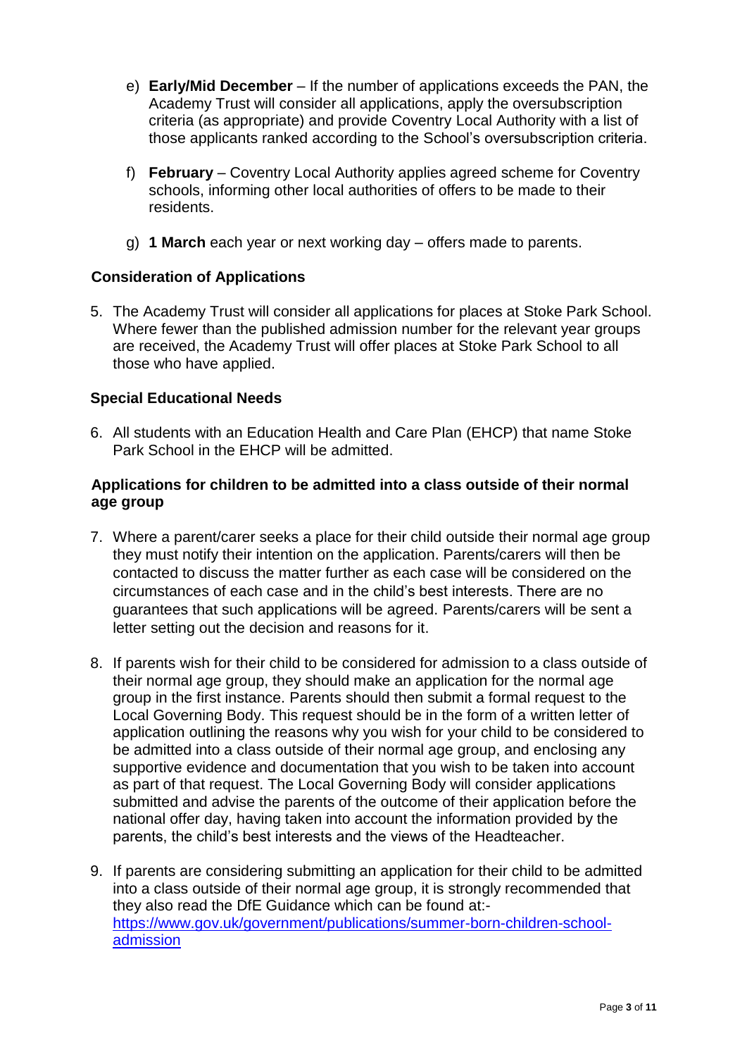e) **Early/Mid December** – If the number of applications exceeds the PAN, the Academy Trust will consider all applications, apply the oversubscription criteria (as appropriate) and provide Coventry Local Authority with a list of those applicants ranked according to the School's oversubscription criteria.

f) **February** – Coventry Local Authority applies agreed scheme for Coventry schools, informing other local authorities of offers to be made to their residents.

g) **1 March** each year or next working day – offers made to parents.

**Consideration of Applications**

5. The Academy Trust will consider all applications for places at Stoke Park School. Where fewer than the published admission number for the relevant year groups are received, the Academy Trust will offer places at Stoke Park School to all those who have applied.

**Special Educational Needs**

6. All students with an Education Health and Care Plan (EHCP) that name Stoke Park School in the EHCP will be admitted.

**Applications for children to be admitted into a class outside of their normal age group**

7. Where a parent/carer seeks a place for their child outside their normal age group they must notify their intention on the application. Parents/carers will then be contacted to discuss the matter further as each case will be considered on the circumstances of each case and in the child's best interests. There are no guarantees that such applications will be agreed. Parents/carers will be sent a letter setting out the decision and reasons for it.

8. If parents wish for their child to be considered for admission to a class outside of their normal age group, they should make an application for the normal age group in the first instance. Parents should then submit a formal request to the Local Governing Body. This request should be in the form of a written letter of application outlining the reasons why you wish for your child to be considered to be admitted into a class outside of their normal age group, and enclosing any supportive evidence and documentation that you wish to be taken into account as part of that request. The Local Governing Body will consider applications submitted and advise the parents of the outcome of their application before the national offer day, having taken into account the information provided by the parents, the child's best interests and the views of the Headteacher.

9. If parents are considering submitting an application for their child to be admitted into a class outside of their normal age group, it is strongly recommended that they also read the DfE Guidance which can be found at:- [https://www.gov.uk/government/publications/summer-born-children-school-admission](https://www.gov.uk/government/publications/summer-born-children-school-admission)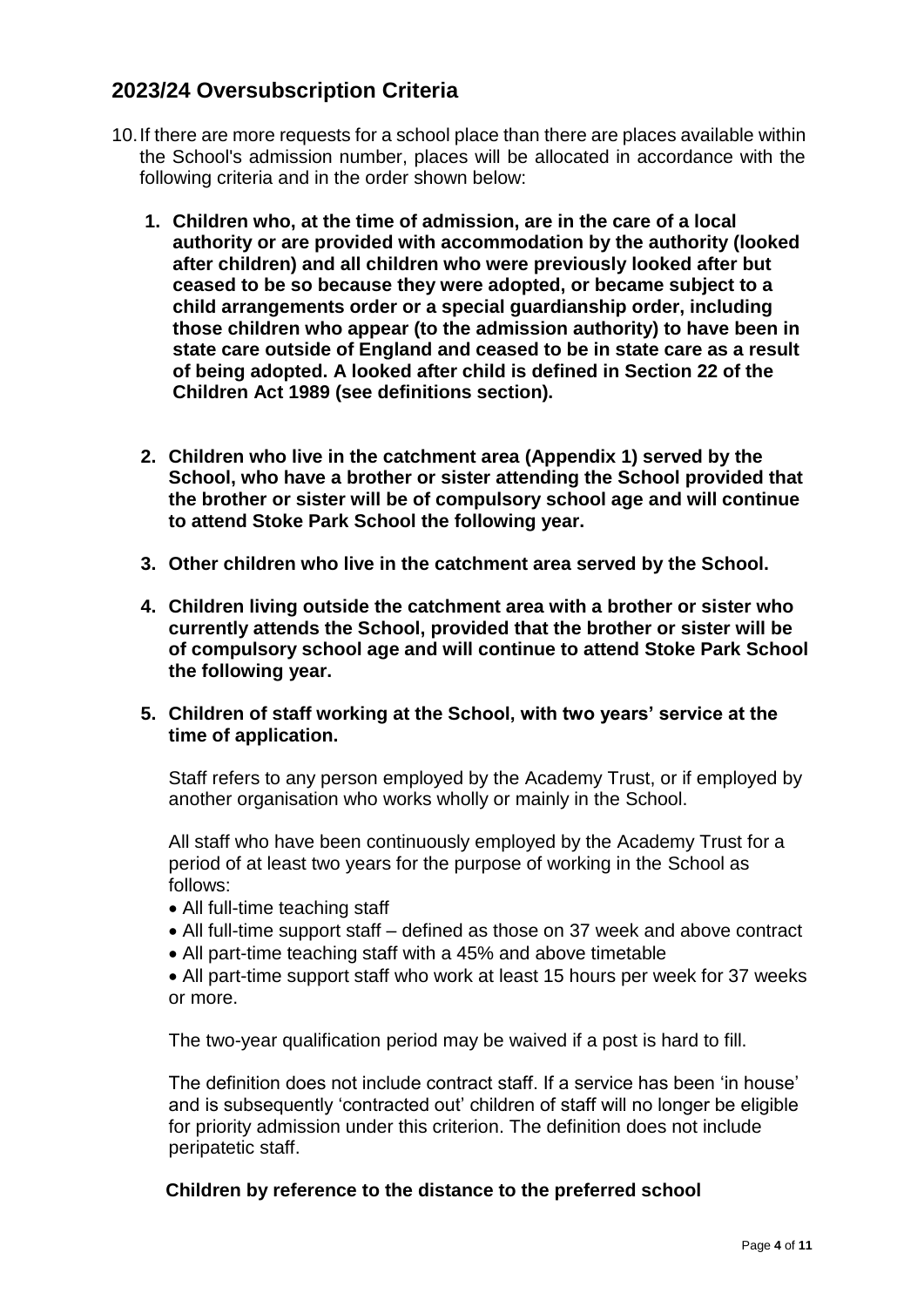## 2023/24 Oversubscription Criteria

10. If there are more requests for a school place than there are places available within the School's admission number, places will be allocated in accordance with the following criteria and in the order shown below:

    1. **Children who, at the time of admission, are in the care of a local authority or are provided with accommodation by the authority (looked after children) and all children who were previously looked after but ceased to be so because they were adopted, or became subject to a child arrangements order or a special guardianship order, including those children who appear (to the admission authority) to have been in state care outside of England and ceased to be in state care as a result of being adopted. A looked after child is defined in Section 22 of the Children Act 1989 (see definitions section).**

    2. **Children who live in the catchment area (Appendix 1) served by the School, who have a brother or sister attending the School provided that the brother or sister will be of compulsory school age and will continue to attend Stoke Park School the following year.**

    3. **Other children who live in the catchment area served by the School.**

    4. **Children living outside the catchment area with a brother or sister who currently attends the School, provided that the brother or sister will be of compulsory school age and will continue to attend Stoke Park School the following year.**

    5. **Children of staff working at the School, with two years' service at the time of application.**

       Staff refers to any person employed by the Academy Trust, or if employed by another organisation who works wholly or mainly in the School.

       All staff who have been continuously employed by the Academy Trust for a period of at least two years for the purpose of working in the School as follows:

       - All full-time teaching staff
       - All full-time support staff – defined as those on 37 week and above contract
       - All part-time teaching staff with a 45% and above timetable
       - All part-time support staff who work at least 15 hours per week for 37 weeks or more.

       The two-year qualification period may be waived if a post is hard to fill.

       The definition does not include contract staff. If a service has been 'in house' and is subsequently 'contracted out' children of staff will no longer be eligible for priority admission under this criterion. The definition does not include peripatetic staff.

    **Children by reference to the distance to the preferred school**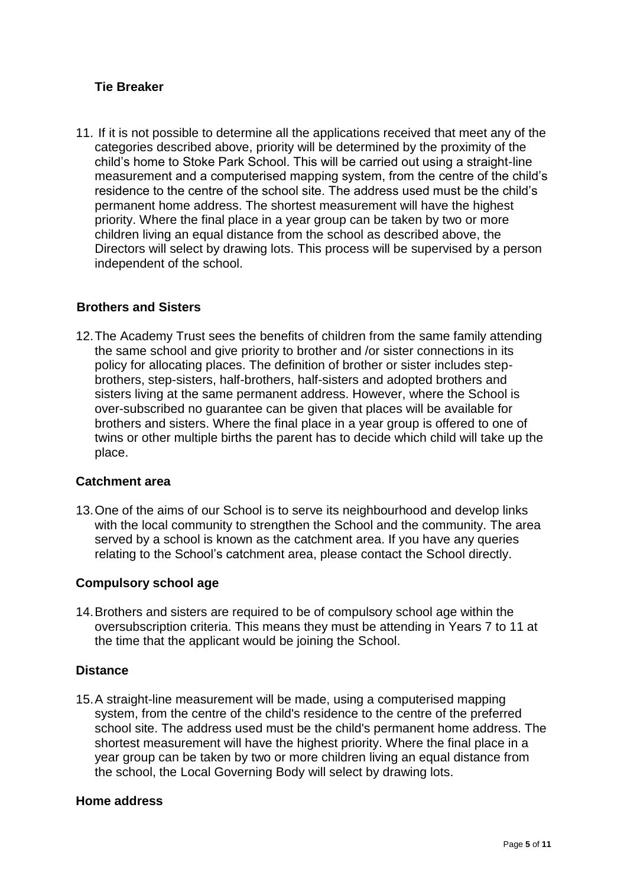### Tie Breaker

11. If it is not possible to determine all the applications received that meet any of the categories described above, priority will be determined by the proximity of the child's home to Stoke Park School. This will be carried out using a straight-line measurement and a computerised mapping system, from the centre of the child's residence to the centre of the school site. The address used must be the child's permanent home address. The shortest measurement will have the highest priority. Where the final place in a year group can be taken by two or more children living an equal distance from the school as described above, the Directors will select by drawing lots. This process will be supervised by a person independent of the school.

### Brothers and Sisters

12. The Academy Trust sees the benefits of children from the same family attending the same school and give priority to brother and /or sister connections in its policy for allocating places. The definition of brother or sister includes step-brothers, step-sisters, half-brothers, half-sisters and adopted brothers and sisters living at the same permanent address. However, where the School is over-subscribed no guarantee can be given that places will be available for brothers and sisters. Where the final place in a year group is offered to one of twins or other multiple births the parent has to decide which child will take up the place.

### Catchment area

13. One of the aims of our School is to serve its neighbourhood and develop links with the local community to strengthen the School and the community. The area served by a school is known as the catchment area. If you have any queries relating to the School's catchment area, please contact the School directly.

### Compulsory school age

14. Brothers and sisters are required to be of compulsory school age within the oversubscription criteria. This means they must be attending in Years 7 to 11 at the time that the applicant would be joining the School.

### Distance

15. A straight-line measurement will be made, using a computerised mapping system, from the centre of the child's residence to the centre of the preferred school site. The address used must be the child's permanent home address. The shortest measurement will have the highest priority. Where the final place in a year group can be taken by two or more children living an equal distance from the school, the Local Governing Body will select by drawing lots.

### Home address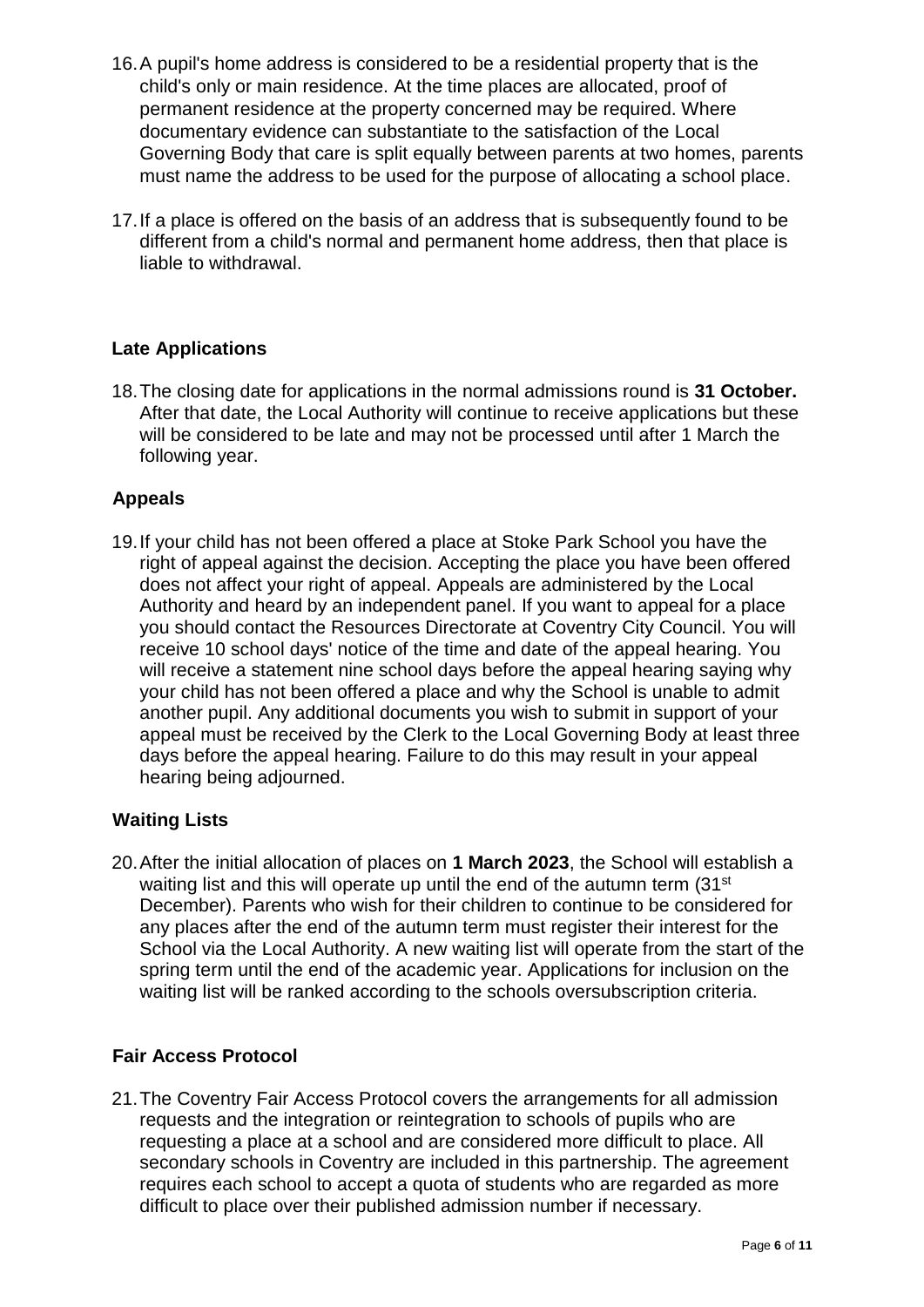16. A pupil's home address is considered to be a residential property that is the child's only or main residence. At the time places are allocated, proof of permanent residence at the property concerned may be required. Where documentary evidence can substantiate to the satisfaction of the Local Governing Body that care is split equally between parents at two homes, parents must name the address to be used for the purpose of allocating a school place.

17. If a place is offered on the basis of an address that is subsequently found to be different from a child's normal and permanent home address, then that place is liable to withdrawal.

### Late Applications

18. The closing date for applications in the normal admissions round is **31 October.** After that date, the Local Authority will continue to receive applications but these will be considered to be late and may not be processed until after 1 March the following year.

### Appeals

19. If your child has not been offered a place at Stoke Park School you have the right of appeal against the decision. Accepting the place you have been offered does not affect your right of appeal. Appeals are administered by the Local Authority and heard by an independent panel. If you want to appeal for a place you should contact the Resources Directorate at Coventry City Council. You will receive 10 school days' notice of the time and date of the appeal hearing. You will receive a statement nine school days before the appeal hearing saying why your child has not been offered a place and why the School is unable to admit another pupil. Any additional documents you wish to submit in support of your appeal must be received by the Clerk to the Local Governing Body at least three days before the appeal hearing. Failure to do this may result in your appeal hearing being adjourned.

### Waiting Lists

20. After the initial allocation of places on **1 March 2023**, the School will establish a waiting list and this will operate up until the end of the autumn term (31st December). Parents who wish for their children to continue to be considered for any places after the end of the autumn term must register their interest for the School via the Local Authority. A new waiting list will operate from the start of the spring term until the end of the academic year. Applications for inclusion on the waiting list will be ranked according to the schools oversubscription criteria.

### Fair Access Protocol

21. The Coventry Fair Access Protocol covers the arrangements for all admission requests and the integration or reintegration to schools of pupils who are requesting a place at a school and are considered more difficult to place. All secondary schools in Coventry are included in this partnership. The agreement requires each school to accept a quota of students who are regarded as more difficult to place over their published admission number if necessary.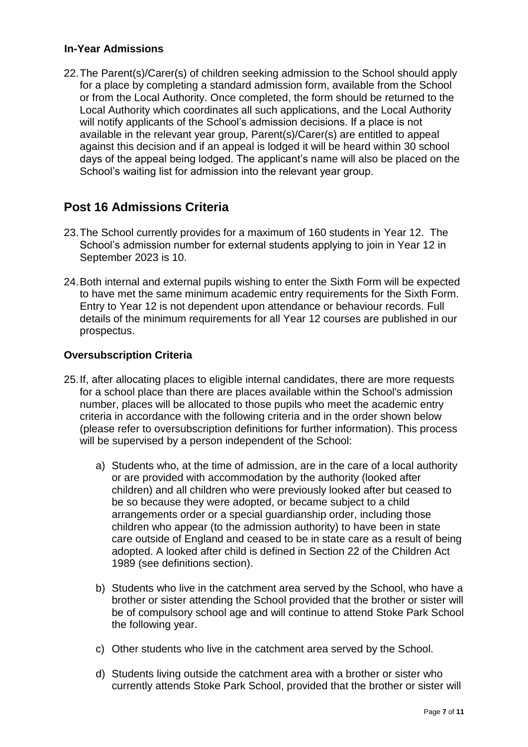### In-Year Admissions

22. The Parent(s)/Carer(s) of children seeking admission to the School should apply for a place by completing a standard admission form, available from the School or from the Local Authority. Once completed, the form should be returned to the Local Authority which coordinates all such applications, and the Local Authority will notify applicants of the School's admission decisions. If a place is not available in the relevant year group, Parent(s)/Carer(s) are entitled to appeal against this decision and if an appeal is lodged it will be heard within 30 school days of the appeal being lodged. The applicant's name will also be placed on the School's waiting list for admission into the relevant year group.

## Post 16 Admissions Criteria

23. The School currently provides for a maximum of 160 students in Year 12. The School's admission number for external students applying to join in Year 12 in September 2023 is 10.

24. Both internal and external pupils wishing to enter the Sixth Form will be expected to have met the same minimum academic entry requirements for the Sixth Form. Entry to Year 12 is not dependent upon attendance or behaviour records. Full details of the minimum requirements for all Year 12 courses are published in our prospectus.

### Oversubscription Criteria

25. If, after allocating places to eligible internal candidates, there are more requests for a school place than there are places available within the School's admission number, places will be allocated to those pupils who meet the academic entry criteria in accordance with the following criteria and in the order shown below (please refer to oversubscription definitions for further information). This process will be supervised by a person independent of the School:

    a) Students who, at the time of admission, are in the care of a local authority or are provided with accommodation by the authority (looked after children) and all children who were previously looked after but ceased to be so because they were adopted, or became subject to a child arrangements order or a special guardianship order, including those children who appear (to the admission authority) to have been in state care outside of England and ceased to be in state care as a result of being adopted. A looked after child is defined in Section 22 of the Children Act 1989 (see definitions section).

    b) Students who live in the catchment area served by the School, who have a brother or sister attending the School provided that the brother or sister will be of compulsory school age and will continue to attend Stoke Park School the following year.

    c) Other students who live in the catchment area served by the School.

    d) Students living outside the catchment area with a brother or sister who currently attends Stoke Park School, provided that the brother or sister will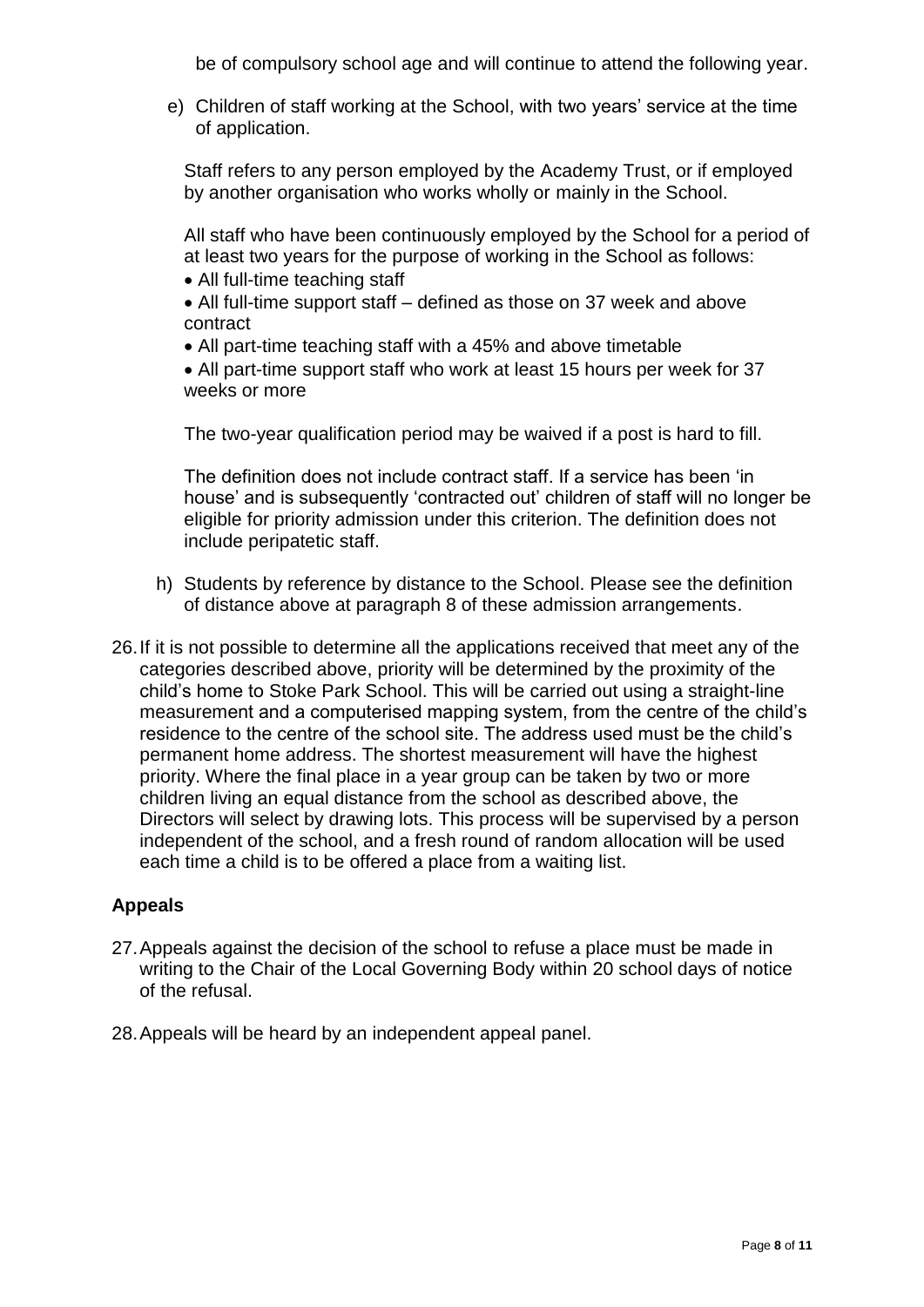be of compulsory school age and will continue to attend the following year.

e) Children of staff working at the School, with two years' service at the time of application.

   Staff refers to any person employed by the Academy Trust, or if employed by another organisation who works wholly or mainly in the School.

   All staff who have been continuously employed by the School for a period of at least two years for the purpose of working in the School as follows:

   - All full-time teaching staff
   - All full-time support staff – defined as those on 37 week and above contract
   - All part-time teaching staff with a 45% and above timetable
   - All part-time support staff who work at least 15 hours per week for 37 weeks or more

   The two-year qualification period may be waived if a post is hard to fill.

   The definition does not include contract staff. If a service has been 'in house' and is subsequently 'contracted out' children of staff will no longer be eligible for priority admission under this criterion. The definition does not include peripatetic staff.

h) Students by reference by distance to the School. Please see the definition of distance above at paragraph 8 of these admission arrangements.

26. If it is not possible to determine all the applications received that meet any of the categories described above, priority will be determined by the proximity of the child's home to Stoke Park School. This will be carried out using a straight-line measurement and a computerised mapping system, from the centre of the child's residence to the centre of the school site. The address used must be the child's permanent home address. The shortest measurement will have the highest priority. Where the final place in a year group can be taken by two or more children living an equal distance from the school as described above, the Directors will select by drawing lots. This process will be supervised by a person independent of the school, and a fresh round of random allocation will be used each time a child is to be offered a place from a waiting list.

**Appeals**

27. Appeals against the decision of the school to refuse a place must be made in writing to the Chair of the Local Governing Body within 20 school days of notice of the refusal.

28. Appeals will be heard by an independent appeal panel.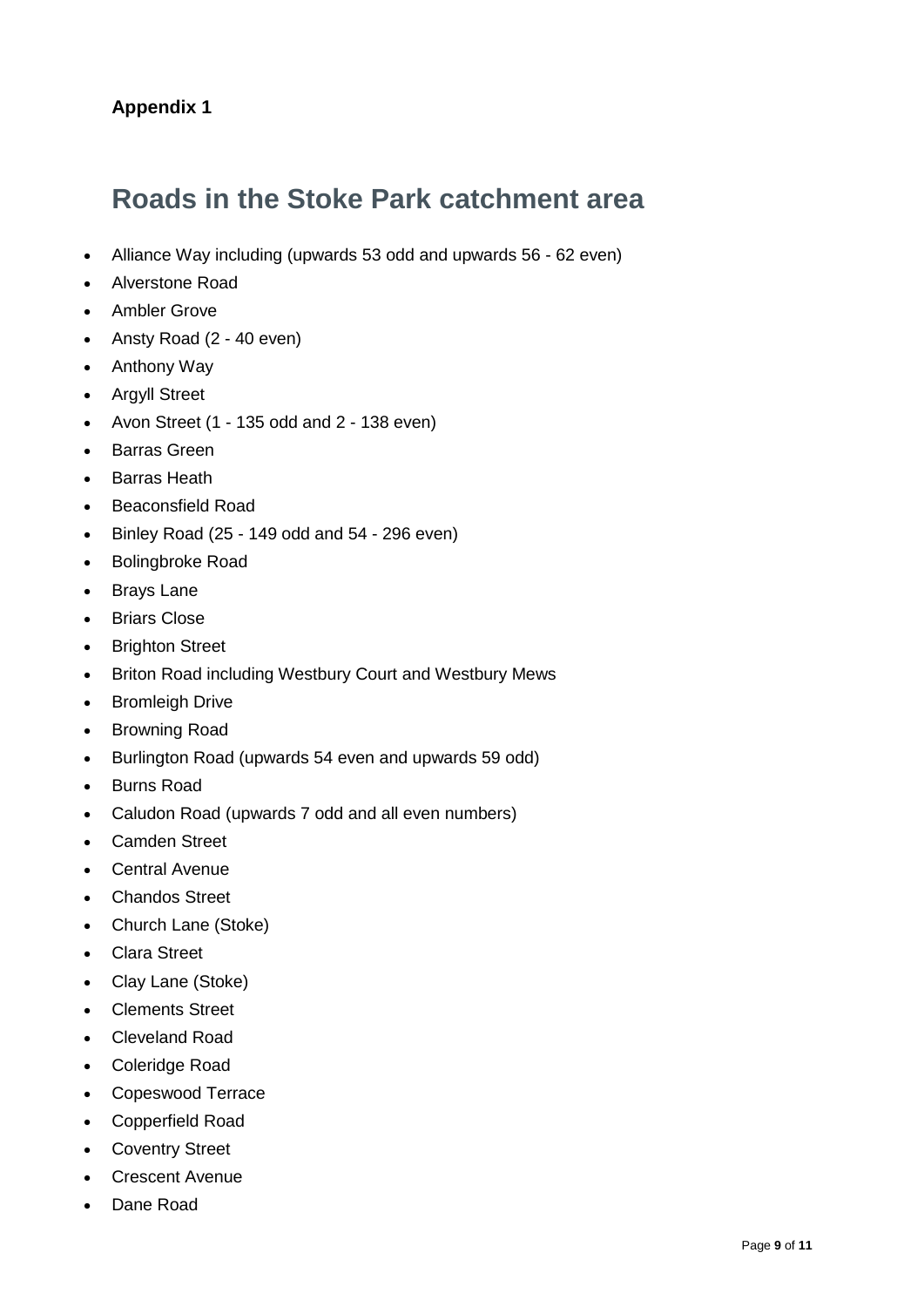**Appendix 1**

# Roads in the Stoke Park catchment area

- Alliance Way including (upwards 53 odd and upwards 56 - 62 even)
- Alverstone Road
- Ambler Grove
- Ansty Road (2 - 40 even)
- Anthony Way
- Argyll Street
- Avon Street (1 - 135 odd and 2 - 138 even)
- Barras Green
- Barras Heath
- Beaconsfield Road
- Binley Road (25 - 149 odd and 54 - 296 even)
- Bolingbroke Road
- Brays Lane
- Briars Close
- Brighton Street
- Briton Road including Westbury Court and Westbury Mews
- Bromleigh Drive
- Browning Road
- Burlington Road (upwards 54 even and upwards 59 odd)
- Burns Road
- Caludon Road (upwards 7 odd and all even numbers)
- Camden Street
- Central Avenue
- Chandos Street
- Church Lane (Stoke)
- Clara Street
- Clay Lane (Stoke)
- Clements Street
- Cleveland Road
- Coleridge Road
- Copeswood Terrace
- Copperfield Road
- Coventry Street
- Crescent Avenue
- Dane Road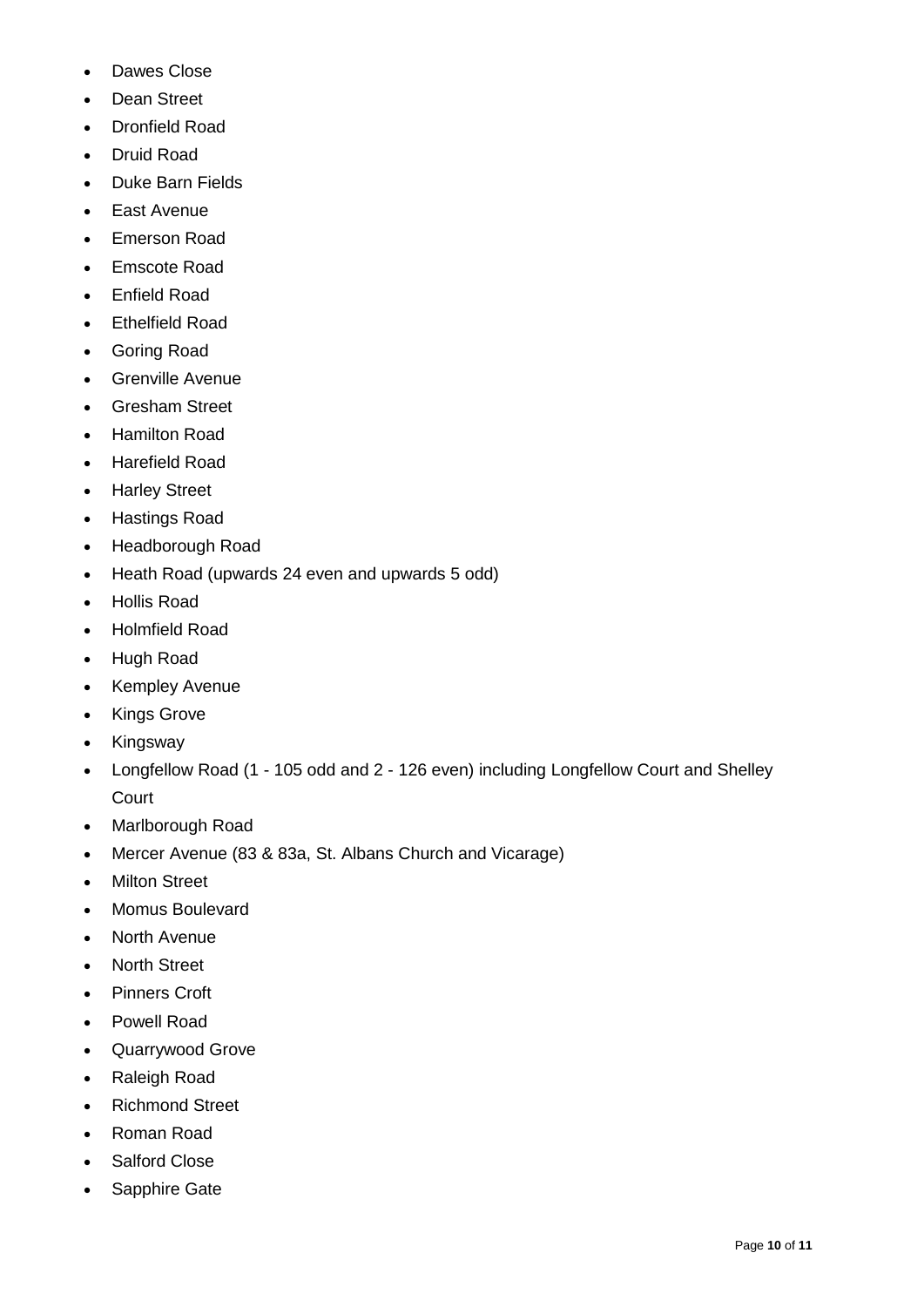- Dawes Close
- Dean Street
- Dronfield Road
- Druid Road
- Duke Barn Fields
- East Avenue
- Emerson Road
- Emscote Road
- Enfield Road
- Ethelfield Road
- Goring Road
- Grenville Avenue
- Gresham Street
- Hamilton Road
- Harefield Road
- Harley Street
- Hastings Road
- Headborough Road
- Heath Road (upwards 24 even and upwards 5 odd)
- Hollis Road
- Holmfield Road
- Hugh Road
- Kempley Avenue
- Kings Grove
- Kingsway
- Longfellow Road (1 - 105 odd and 2 - 126 even) including Longfellow Court and Shelley Court
- Marlborough Road
- Mercer Avenue (83 & 83a, St. Albans Church and Vicarage)
- Milton Street
- Momus Boulevard
- North Avenue
- North Street
- Pinners Croft
- Powell Road
- Quarrywood Grove
- Raleigh Road
- Richmond Street
- Roman Road
- Salford Close
- Sapphire Gate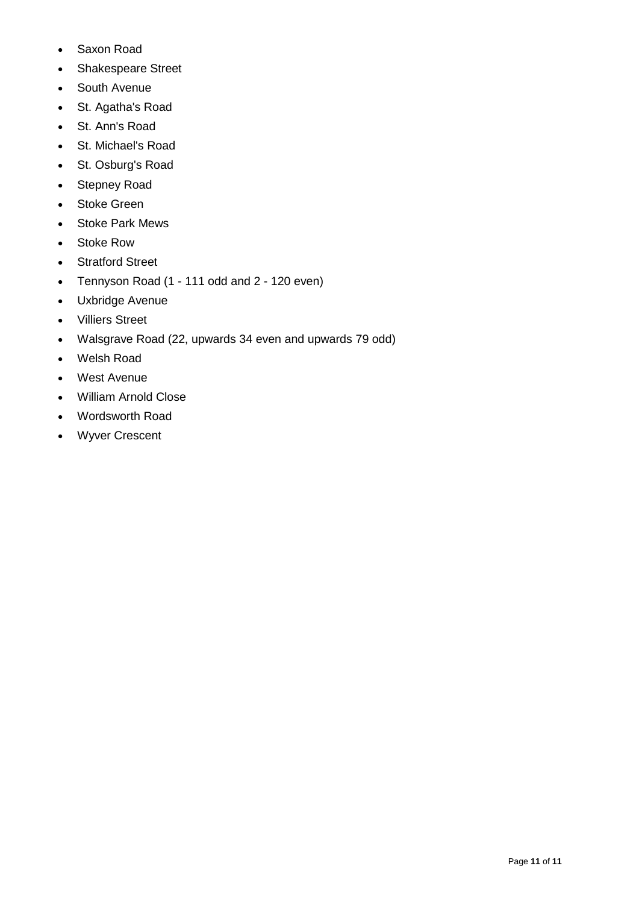- Saxon Road
- Shakespeare Street
- South Avenue
- St. Agatha's Road
- St. Ann's Road
- St. Michael's Road
- St. Osburg's Road
- Stepney Road
- Stoke Green
- Stoke Park Mews
- Stoke Row
- Stratford Street
- Tennyson Road (1 - 111 odd and 2 - 120 even)
- Uxbridge Avenue
- Villiers Street
- Walsgrave Road (22, upwards 34 even and upwards 79 odd)
- Welsh Road
- West Avenue
- William Arnold Close
- Wordsworth Road
- Wyver Crescent